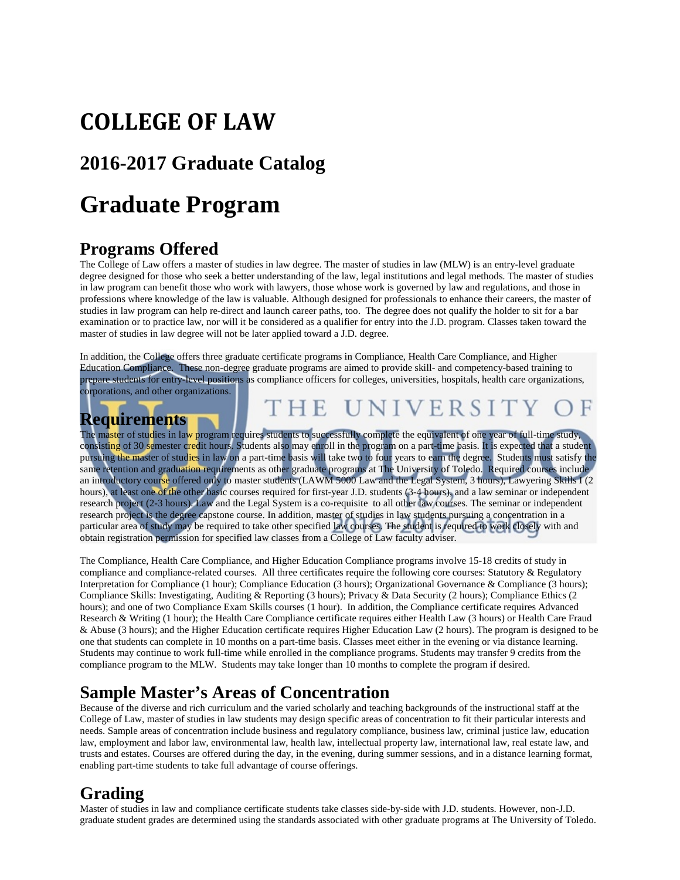# COLLEGE OF LAW

## 2016-2017 Graduate Catalog

# Graduate Program

## Programs Offered

The College of Law offers a master of studies in law degree. The master of studies in law (MLW) is an entry-level graduate degree designed for those who seek a better understanding of the law, legal institutions and legal methods. The master of studies in law program can benefit those who work with lawyers, those whose work is governed by law and regulations, and those in professions where knowledge of the law is valuable. Although designed for professionals to enhance their careers, the master of studies in law program can help re-direct and launch career paths, too. The degree does not qualify the holder to sit for a bar examination or to practice law, nor will it be considered as a qualifier for entry into the J.D. program. Classes taken toward the master of studies in law degree will not be later applied toward a J.D. degree.

In addition, the College offers three graduate certificate programs in Compliance, Health Care Compliance, and Higher Education Compliance. These non-degree graduate programs are aimed to provide skill- and competency-based training to prepare students for entry-level positions as compliance officers for colleges, universities, hospitals, health care organizations, corporations, and other organizations.

## Requirements

The master of studies in law program requires students to successfully complete the equivalent of one year of full-time study, consisting of 30 semester credit hours. Students also may enroll in the program on a part-time basis. It is expected that a student pursuing the master of studies in law on a part-time basis will take two to four years to earn the degree. Students must satisfy the same retention and graduation requirements as other graduate programs at The University of Toledo. Required courses include an introductory course offered only to master students (LAWM 5000 Law and the Legal System, 3 hours), Lawyering Skills I (2 hours), at least one of the other basic courses required for first-year J.D. students (3-4 hours), and a law seminar or independent research project (2-3 hours). Law and the Legal System is a co-requisite to all other law courses. The seminar or independent research project is the degree capstone course. In addition, master of studies in law students pursuing a concentration in a particular area of study may be required to take other specified law courses. The student is required to work closely with and obtain registration permission for specified law classes from a College of Law faculty adviser.

The Compliance, Health Care Compliance, and Higher Education Compliance programs involve 15-18 credits of study in compliance and compliance-related courses. All three certificates require the following core courses: Statutory & Regulatory Interpretation for Compliance (1 hour); Compliance Education (3 hours); Organizational Governance & Compliance (3 hours); Compliance Skills: Investigating, Auditing & Reporting (3 hours); Privacy & Data Security (2 hours); Compliance Ethics (2 hours); and one of two Compliance Exam Skills courses (1 hour). In addition, the Compliance certificate requires Advanced Research & Writing (1 hour); the Health Care Compliance certificate requires either Health Law (3 hours) or Health Care Fraud & Abuse (3 hours); and the Higher Education certificate requires Higher Education Law (2 hours). The program is designed to be one that students can complete in 10 months on a part-time basis. Classes meet either in the evening or via distance learning. Students may continue to work full-time while enrolled in the compliance programs. Students may transfer 9 credits from the compliance program to the MLW. Students may take longer than 10 months to complete the program if desired.

## Sample Master's Areas of Concentration

Because of the diverse and rich curriculum and the varied scholarly and teaching backgrounds of the instructional staff at the College of Law, master of studies in law students may design specific areas of concentration to fit their particular interests and needs. Sample areas of concentration include business and regulatory compliance, business law, criminal justice law, education law, employment and labor law, environmental law, health law, intellectual property law, international law, real estate law, and trusts and estates. Courses are offered during the day, in the evening, during summer sessions, and in a distance learning format, enabling part-time students to take full advantage of course offerings.

## Grading

Master of studies in law and compliance certificate students take classes side-by-side with J.D. students. However, non-J.D. graduate student grades are determined using the standards associated with other graduate programs at The University of Toledo.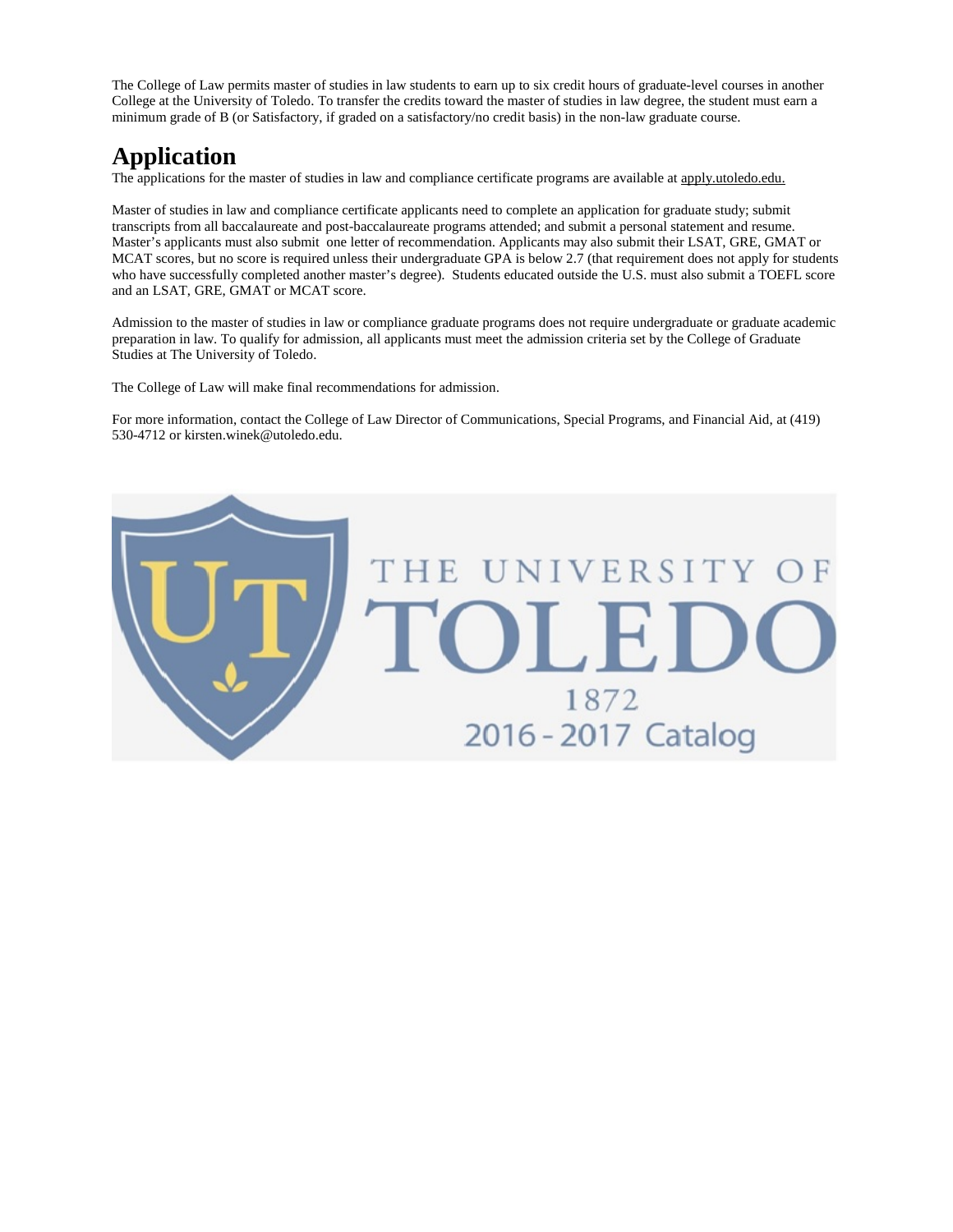The College of Law permits master of studies in law students to earn up to six credit hours of graduate-level courses in another College at the University of Toledo. To transfer the credits toward the master of studies in law degree, the student must earn a minimum grade of B (or Satisfactory, if graded on a satisfactory/no credit basis) in the non-law graduate course.

# Application

The applications for the master of studies in law and compliance certificate programs are available at apply.utoledo.edu.

Master of studies in law and compliance certificate applicants need to complete an application for graduate study; submit transcripts from all baccalaureate and post-baccalaureate programs attended; and submit a personal statement and resume. Master's applicants must also submit one letter of recommendation. Applicants may also submit their LSAT, GRE, GMAT or MCAT scores, but no score is required unless their undergraduate GPA is below 2.7 (that requirement does not apply for students who have successfully completed another master's degree). Students educated outside the U.S. must also submit a TOEFL score and an LSAT, GRE, GMAT or MCAT score.

Admission to the master of studies in law or compliance graduate programs does not require undergraduate or graduate academic preparation in law. To qualify for admission, all applicants must meet the admission criteria set by the College of Graduate Studies at The University of Toledo.

The College of Law will make final recommendations for admission.

For more information, contact the College of Law Director of Communications, Special Programs, and Financial Aid, at (419) 530-4712 or kirsten.winek@utoledo.edu.

THE UNIVERSITY OF TOLEDO 1872 2016 - 2017 Catalog